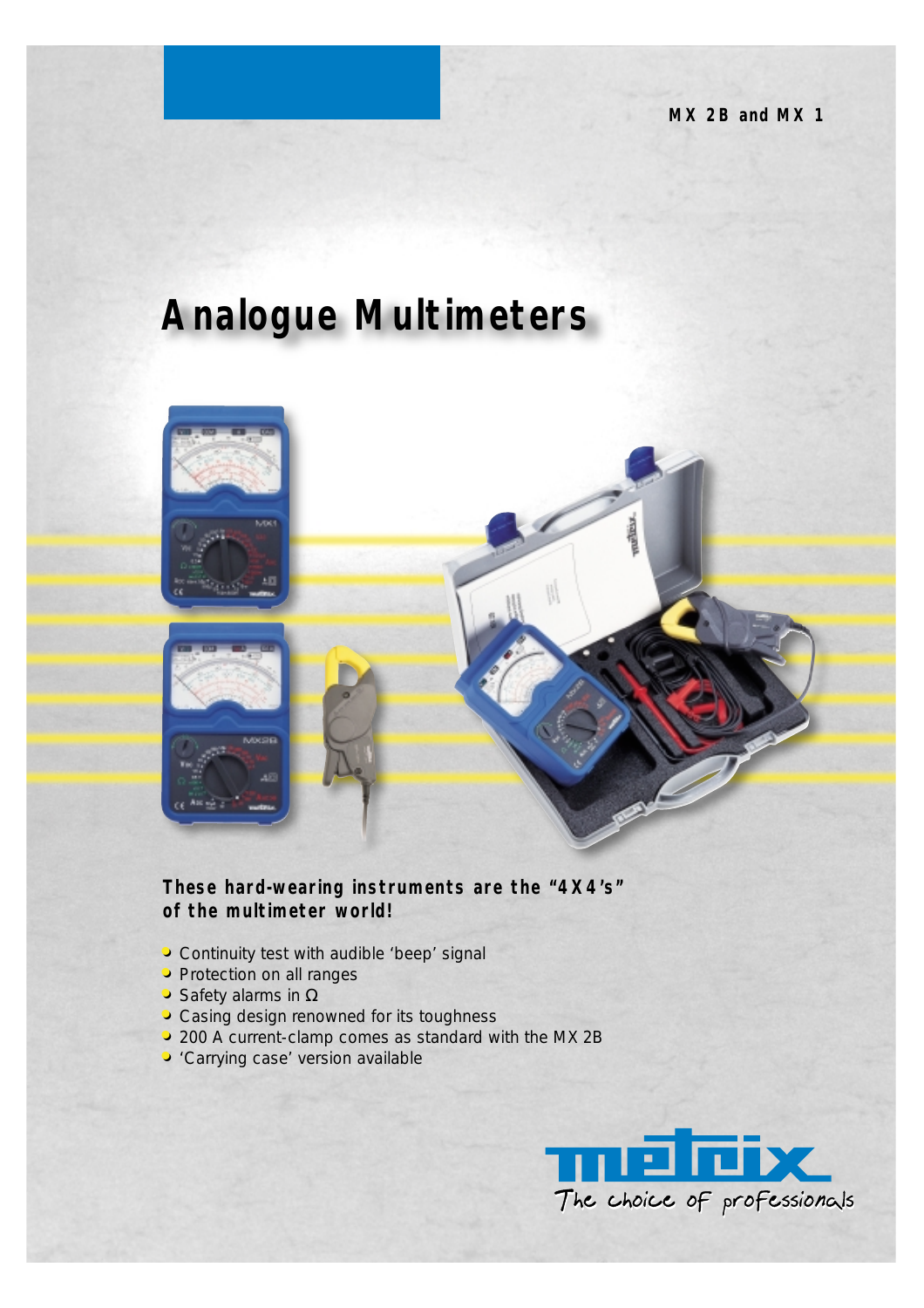MX 2B and MX 1

# Analogue Multimeters

**These hard-wearing instruments are the “4X4’s” of the multimeter world!**

- Continuity test with audible ‘beep’ signal
- Protection on all ranges
- Safety alarms in Ω
- Casing design renowned for its toughness
- 200 A current-clamp comes as standard with the MX 2B
- ‘Carrying case’ version available

metrix
The choice of professionals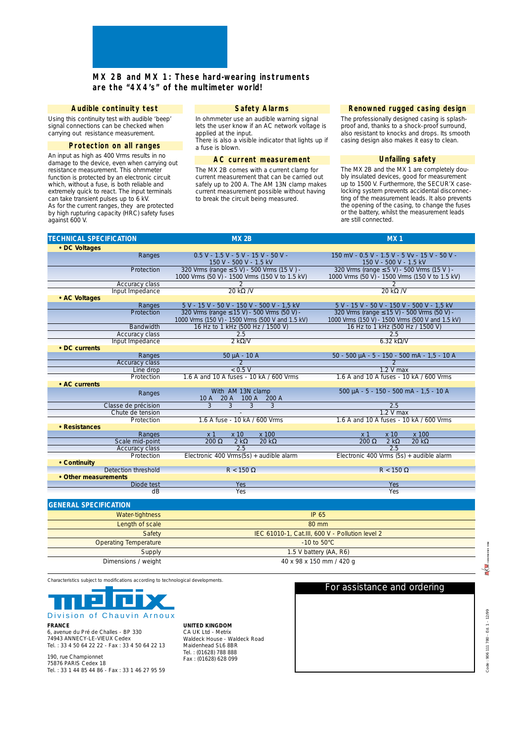## MX 2B and MX 1: These hard-wearing instruments are the “4X4’s” of the multimeter world!

### Audible continuity test

Using this continuity test with audible ‘beep’ signal connections can be checked when carrying out resistance measurement.

### Protection on all ranges

An input as high as 400 Vrms results in no damage to the device, even when carrying out resistance measurement. This ohmmeter function is protected by an electronic circuit which, without a fuse, is both reliable and extremely quick to react. The input terminals can take transient pulses up to 6 kV.
As for the current ranges, they are protected by high rupturing capacity (HRC) safety fuses against 600 V.

### Safety Alarms

In ohmmeter use an audible warning signal lets the user know if an AC network voltage is applied at the input.
There is also a visible indicator that lights up if a fuse is blown.

### AC current measurement

The MX 2B comes with a current clamp for current measurement that can be carried out safely up to 200 A. The AM 13N clamp makes current measurement possible without having to break the circuit being measured.

### Renowned rugged casing design

The professionally designed casing is splash-proof and, thanks to a shock-proof surround, also resistant to knocks and drops. Its smooth casing design also makes it easy to clean.

### Unfailing safety

The MX 2B and the MX 1 are completely doubly insulated devices, good for measurement up to 1500 V. Furthermore, the SECUR’X case-locking system prevents accidental disconnecting of the measurement leads. It also prevents the opening of the casing, to change the fuses or the battery, whilst the measurement leads are still connected.

| TECHNICAL SPECIFICATION | MX 2B | MX 1 |
|---|---|---|
| **• DC Voltages** | | |
| Ranges | 0.5 V - 1.5 V - 5 V - 15 V - 50 V - 150 V - 500 V - 1.5 kV | 150 mV - 0.5 V - 1.5 V - 5 Vv - 15 V - 50 V - 150 V - 500 V - 1.5 kV |
| Protection | 320 Vrms (range ≤ 5 V) - 500 Vrms (15 V ) - 1000 Vrms (50 V) - 1500 Vrms (150 V to 1.5 kV) | 320 Vrms (range ≤ 5 V) - 500 Vrms (15 V ) - 1000 Vrms (50 V) - 1500 Vrms (150 V to 1.5 kV) |
| Accuracy class | 2 | 2 |
| Input Impedance | 20 kΩ /V | 20 kΩ /V |
| **• AC Voltages** | | |
| Ranges | 5 V - 15 V - 50 V - 150 V - 500 V - 1,5 kV | 5 V - 15 V - 50 V - 150 V - 500 V - 1,5 kV |
| Protection | 320 Vrms (range ≤15 V) - 500 Vrms (50 V) - 1000 Vrms (150 V) - 1500 Vrms (500 V and 1.5 kV) | 320 Vrms (range ≤15 V) - 500 Vrms (50 V) - 1000 Vrms (150 V) - 1500 Vrms (500 V and 1.5 kV) |
| Bandwidth | 16 Hz to 1 kHz (500 Hz / 1500 V) | 16 Hz to 1 kHz (500 Hz / 1500 V) |
| Accuracy class | 2.5 | 2.5 |
| Input Impedance | 2 kΩ/V | 6.32 kΩ/V |
| **• DC currents** | | |
| Ranges | 50 µA - 10 A | 50 - 500 µA - 5 - 150 - 500 mA - 1,5 - 10 A |
| Accuracy class | 2 | 2 |
| Line drop | < 0.5 V | 1.2 V max |
| Protection | 1.6 A and 10 A fuses - 10 kA / 600 Vrms | 1.6 A and 10 A fuses - 10 kA / 600 Vrms |
| **• AC currents** | | |
| Ranges | With AM 13N clamp: 10 A - 20 A - 100 A - 200 A | 500 µA - 5 - 150 - 500 mA - 1,5 - 10 A |
| Classe de précision | 3 - 3 - 3 - 3 | 2.5 |
| Chute de tension | - | 1.2 V max |
| Protection | 1.6 A fuse - 10 kA / 600 Vrms | 1.6 A and 10 A fuses - 10 kA / 600 Vrms |
| **• Resistances** | | |
| Ranges | x 1 - x 10 - x 100 | x 1 - x 10 - x 100 |
| Scale mid-point | 200 Ω - 2 kΩ - 20 kΩ | 200 Ω - 2 kΩ - 20 kΩ |
| Accuracy class | 2.5 | 2.5 |
| Protection | Electronic 400 Vrms(5s) + audible alarm | Electronic 400 Vrms (5s) + audible alarm |
| **• Continuity** | | |
| Detection threshold | R < 150 Ω | R < 150 Ω |
| **• Other measurements** | | |
| Diode test | Yes | Yes |
| dB | Yes | Yes |

| GENERAL SPECIFICATION | |
|---|---|
| Water-tightness | IP 65 |
| Length of scale | 80 mm |
| Safety | IEC 61010-1, Cat.III, 600 V - Pollution level 2 |
| Operating Temperature | -10 to 50°C |
| Supply | 1.5 V battery (AA, R6) |
| Dimensions / weight | 40 x 98 x 150 mm / 420 g |

Characteristics subject to modifications according to technological developments.

**metrix** Division of Chauvin Arnoux

**FRANCE**
6, avenue du Pré de Challes - BP 330
74943 ANNECY-LE-VIEUX Cedex
Tel. : 33 4 50 64 22 22 - Fax : 33 4 50 64 22 13

190, rue Championnet
75876 PARIS Cedex 18
Tel. : 33 1 44 85 44 86 - Fax : 33 1 46 27 95 59

**UNITED KINGDOM**
CA UK Ltd - Metrix
Waldeck House - Waldeck Road
Maidenhead SL6 8BR
Tel. : (01628) 788 888
Fax : (01628) 628 099

**For assistance and ordering**

Code : 906 111 780 - Ed. 1 - 12/99